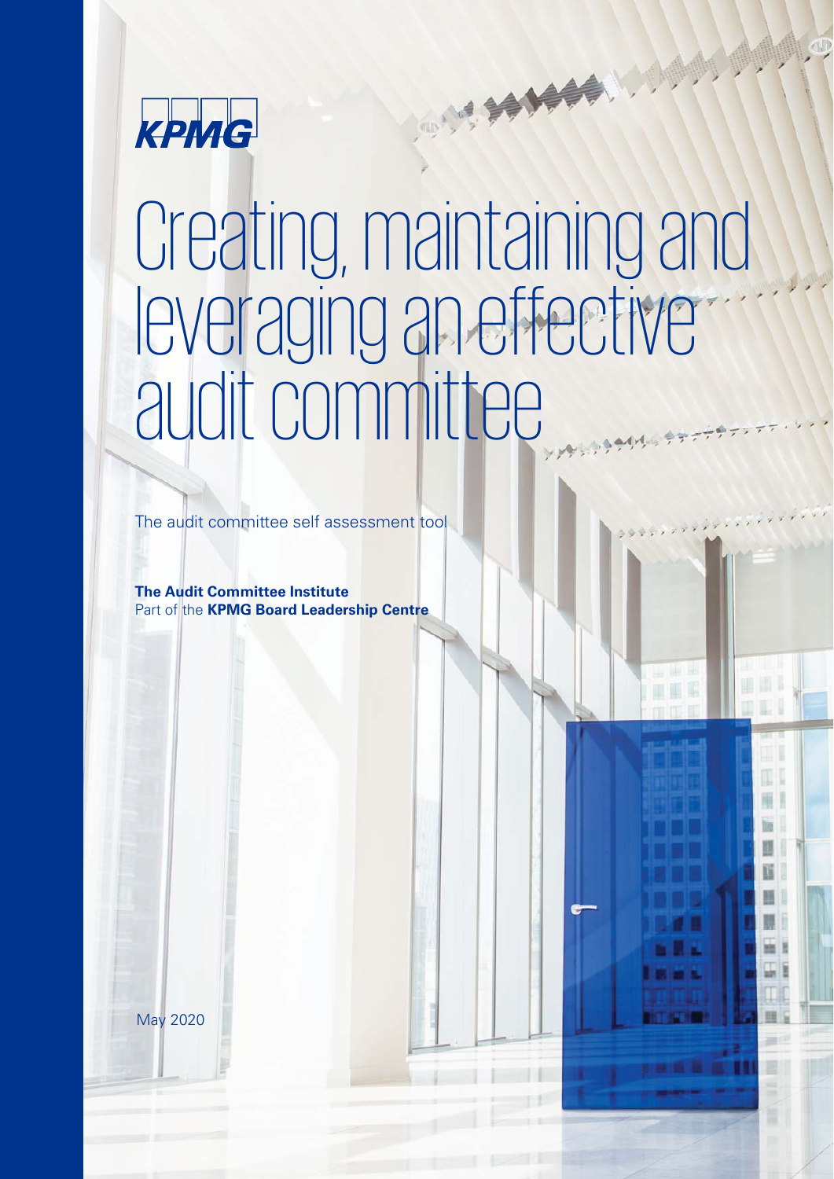KPMG

# Creating, maintaining and leveraging an effective audit committee

The audit committee self assessment tool

**The Audit Committee Institute**
Part of the **KPMG Board Leadership Centre**

May 2020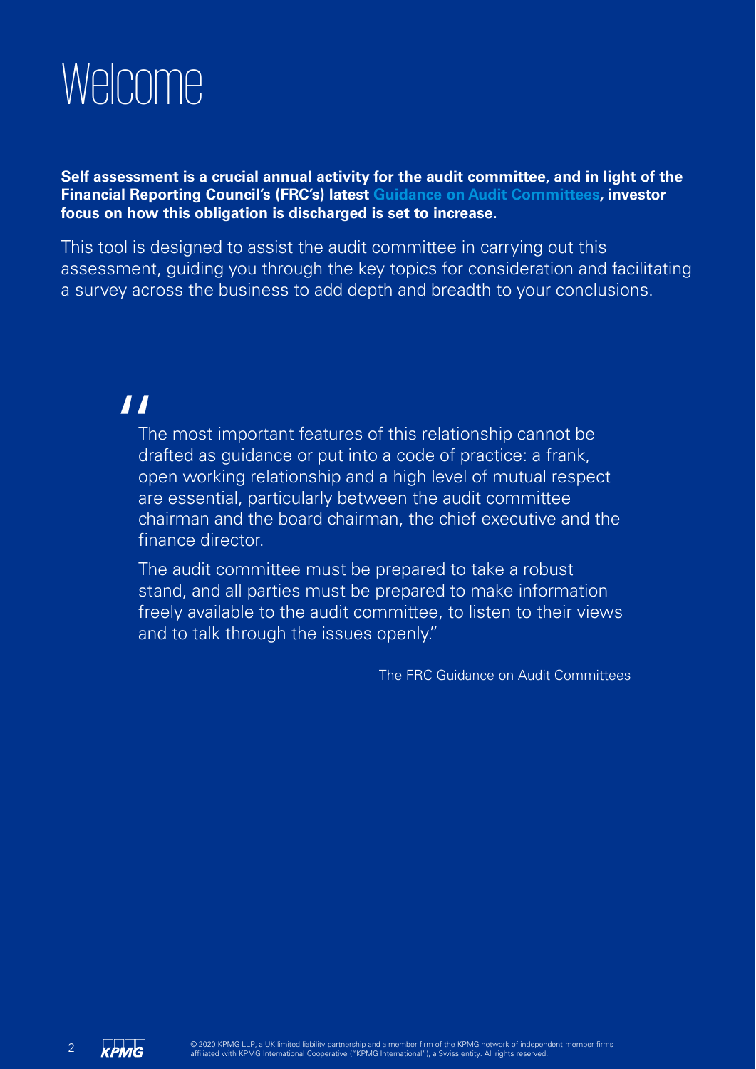# Welcome

**Self assessment is a crucial annual activity for the audit committee, and in light of the Financial Reporting Council's (FRC's) latest [Guidance on Audit Committees], investor focus on how this obligation is discharged is set to increase.**

This tool is designed to assist the audit committee in carrying out this assessment, guiding you through the key topics for consideration and facilitating a survey across the business to add depth and breadth to your conclusions.

> "The most important features of this relationship cannot be drafted as guidance or put into a code of practice: a frank, open working relationship and a high level of mutual respect are essential, particularly between the audit committee chairman and the board chairman, the chief executive and the finance director.
>
> The audit committee must be prepared to take a robust stand, and all parties must be prepared to make information freely available to the audit committee, to listen to their views and to talk through the issues openly."
>
> The FRC Guidance on Audit Committees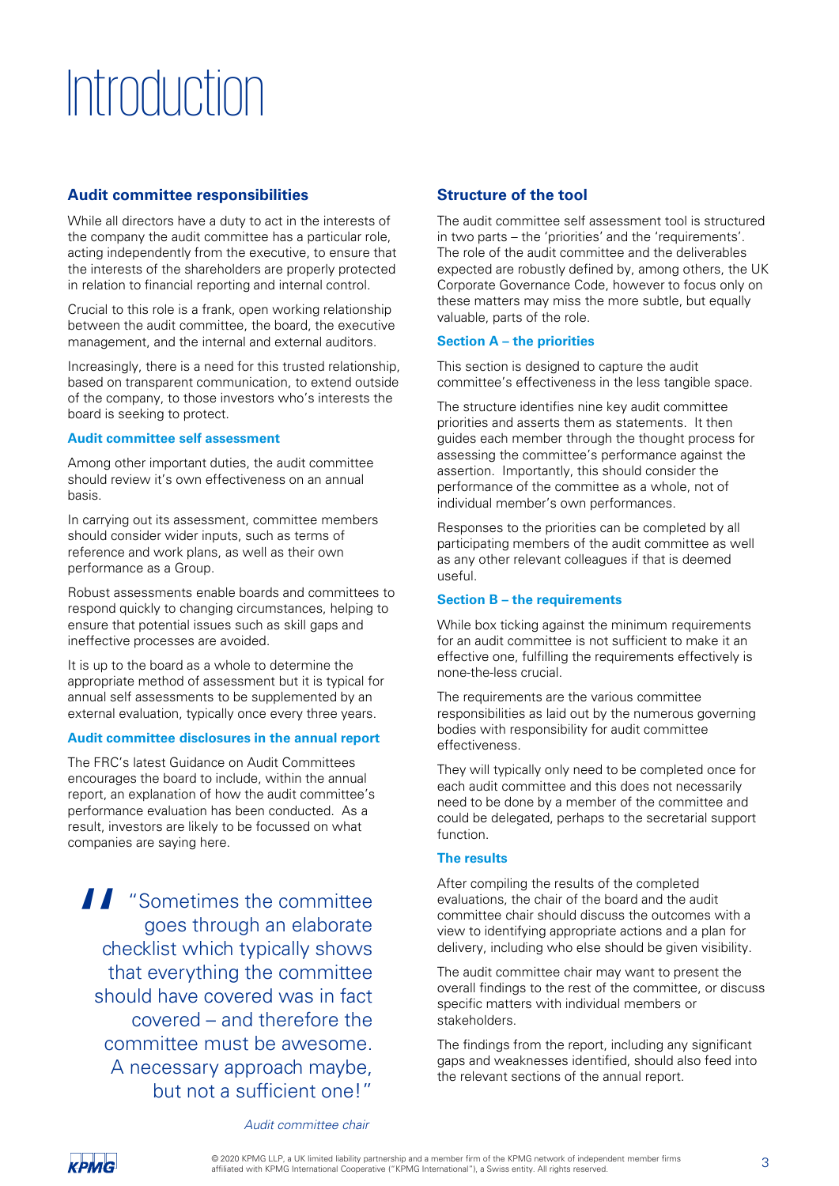# Introduction

## Audit committee responsibilities

While all directors have a duty to act in the interests of the company the audit committee has a particular role, acting independently from the executive, to ensure that the interests of the shareholders are properly protected in relation to financial reporting and internal control.

Crucial to this role is a frank, open working relationship between the audit committee, the board, the executive management, and the internal and external auditors.

Increasingly, there is a need for this trusted relationship, based on transparent communication, to extend outside of the company, to those investors who's interests the board is seeking to protect.

### Audit committee self assessment

Among other important duties, the audit committee should review it's own effectiveness on an annual basis.

In carrying out its assessment, committee members should consider wider inputs, such as terms of reference and work plans, as well as their own performance as a Group.

Robust assessments enable boards and committees to respond quickly to changing circumstances, helping to ensure that potential issues such as skill gaps and ineffective processes are avoided.

It is up to the board as a whole to determine the appropriate method of assessment but it is typical for annual self assessments to be supplemented by an external evaluation, typically once every three years.

### Audit committee disclosures in the annual report

The FRC's latest Guidance on Audit Committees encourages the board to include, within the annual report, an explanation of how the audit committee's performance evaluation has been conducted. As a result, investors are likely to be focussed on what companies are saying here.

> "Sometimes the committee goes through an elaborate checklist which typically shows that everything the committee should have covered was in fact covered – and therefore the committee must be awesome. A necessary approach maybe, but not a sufficient one!"
>
> *Audit committee chair*

## Structure of the tool

The audit committee self assessment tool is structured in two parts – the 'priorities' and the 'requirements'. The role of the audit committee and the deliverables expected are robustly defined by, among others, the UK Corporate Governance Code, however to focus only on these matters may miss the more subtle, but equally valuable, parts of the role.

### Section A – the priorities

This section is designed to capture the audit committee's effectiveness in the less tangible space.

The structure identifies nine key audit committee priorities and asserts them as statements. It then guides each member through the thought process for assessing the committee's performance against the assertion. Importantly, this should consider the performance of the committee as a whole, not of individual member's own performances.

Responses to the priorities can be completed by all participating members of the audit committee as well as any other relevant colleagues if that is deemed useful.

### Section B – the requirements

While box ticking against the minimum requirements for an audit committee is not sufficient to make it an effective one, fulfilling the requirements effectively is none-the-less crucial.

The requirements are the various committee responsibilities as laid out by the numerous governing bodies with responsibility for audit committee effectiveness.

They will typically only need to be completed once for each audit committee and this does not necessarily need to be done by a member of the committee and could be delegated, perhaps to the secretarial support function.

### The results

After compiling the results of the completed evaluations, the chair of the board and the audit committee chair should discuss the outcomes with a view to identifying appropriate actions and a plan for delivery, including who else should be given visibility.

The audit committee chair may want to present the overall findings to the rest of the committee, or discuss specific matters with individual members or stakeholders.

The findings from the report, including any significant gaps and weaknesses identified, should also feed into the relevant sections of the annual report.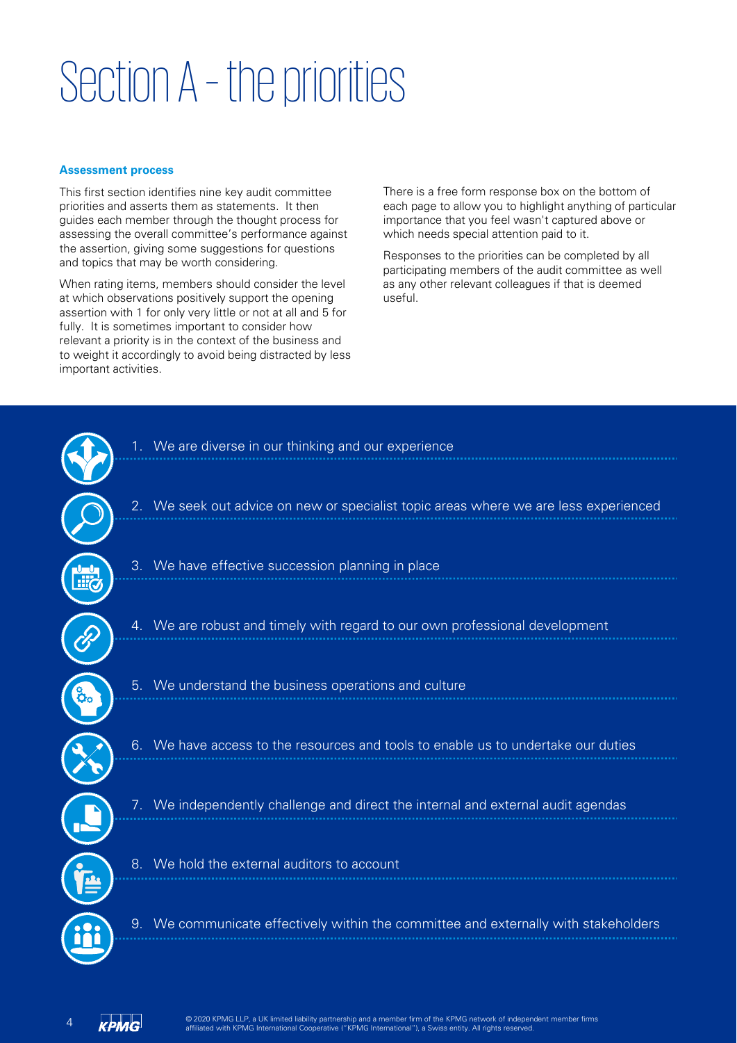# Section A – the priorities

**Assessment process**

This first section identifies nine key audit committee priorities and asserts them as statements. It then guides each member through the thought process for assessing the overall committee's performance against the assertion, giving some suggestions for questions and topics that may be worth considering.

When rating items, members should consider the level at which observations positively support the opening assertion with 1 for only very little or not at all and 5 for fully. It is sometimes important to consider how relevant a priority is in the context of the business and to weight it accordingly to avoid being distracted by less important activities.

There is a free form response box on the bottom of each page to allow you to highlight anything of particular importance that you feel wasn't captured above or which needs special attention paid to it.

Responses to the priorities can be completed by all participating members of the audit committee as well as any other relevant colleagues if that is deemed useful.

1. We are diverse in our thinking and our experience
2. We seek out advice on new or specialist topic areas where we are less experienced
3. We have effective succession planning in place
4. We are robust and timely with regard to our own professional development
5. We understand the business operations and culture
6. We have access to the resources and tools to enable us to undertake our duties
7. We independently challenge and direct the internal and external audit agendas
8. We hold the external auditors to account
9. We communicate effectively within the committee and externally with stakeholders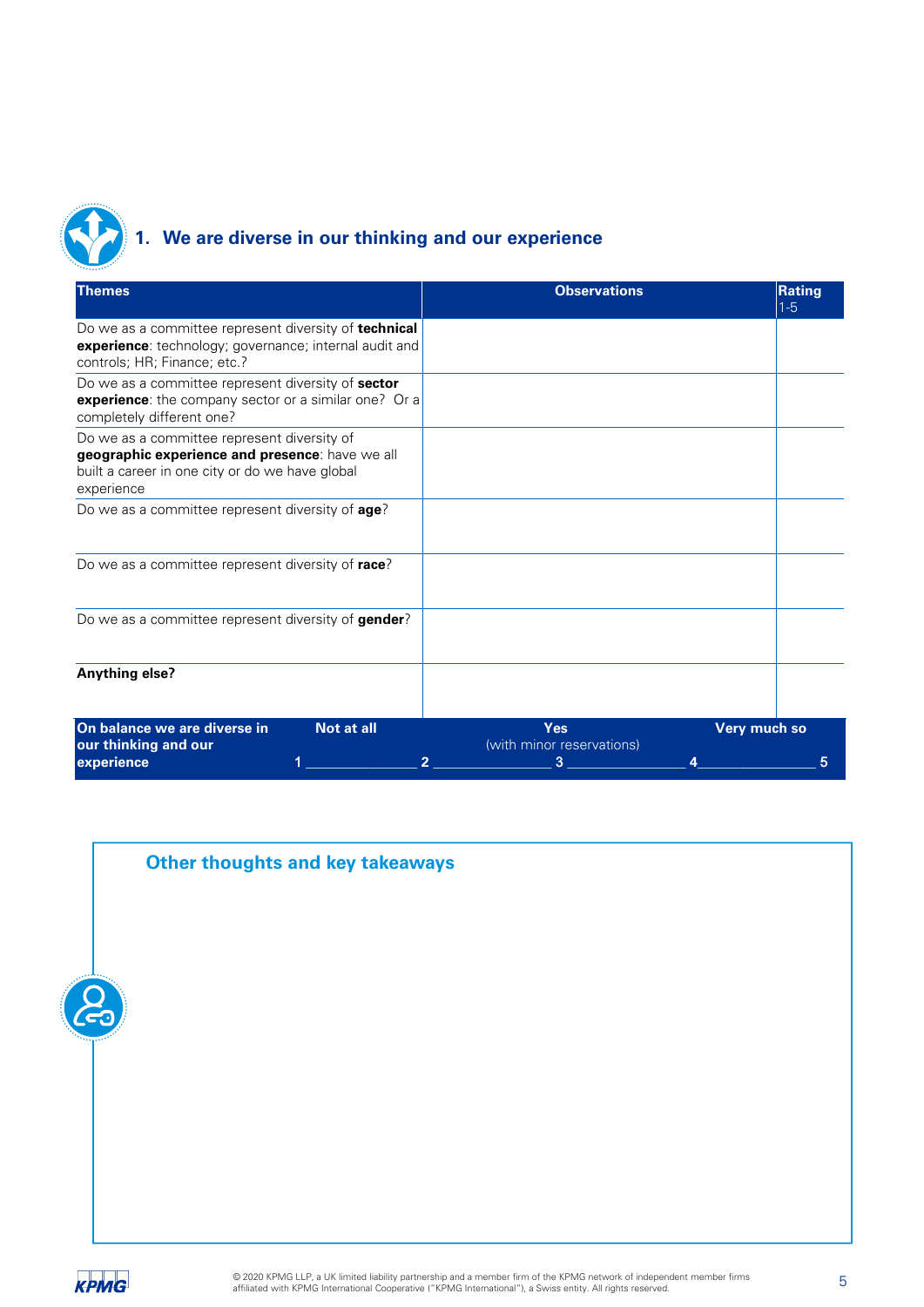## 1. We are diverse in our thinking and our experience

| Themes | Observations | Rating 1-5 |
|---|---|---|
| Do we as a committee represent diversity of **technical experience**: technology; governance; internal audit and controls; HR; Finance; etc.? | | |
| Do we as a committee represent diversity of **sector experience**: the company sector or a similar one? Or a completely different one? | | |
| Do we as a committee represent diversity of **geographic experience and presence**: have we all built a career in one city or do we have global experience | | |
| Do we as a committee represent diversity of **age**? | | |
| Do we as a committee represent diversity of **race**? | | |
| Do we as a committee represent diversity of **gender**? | | |
| **Anything else?** | | |

| On balance we are diverse in our thinking and our experience | Not at all | | Yes (with minor reservations) | | Very much so |
|---|---|---|---|---|---|
| | 1 | 2 | 3 | 4 | 5 |

### Other thoughts and key takeaways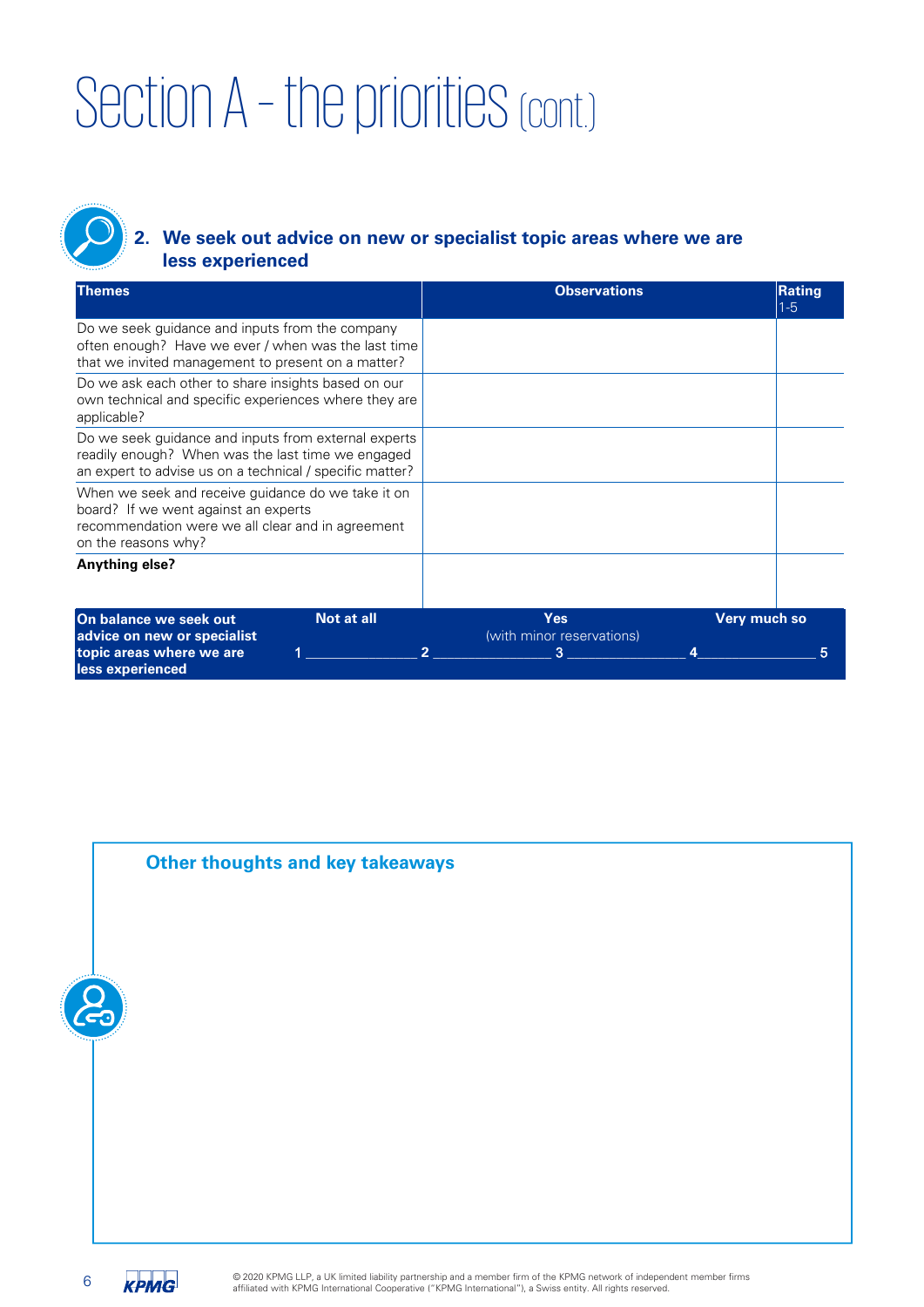# Section A - the priorities (cont.)

## 2. We seek out advice on new or specialist topic areas where we are less experienced

| Themes | Observations | Rating 1-5 |
|---|---|---|
| Do we seek guidance and inputs from the company often enough? Have we ever / when was the last time that we invited management to present on a matter? | | |
| Do we ask each other to share insights based on our own technical and specific experiences where they are applicable? | | |
| Do we seek guidance and inputs from external experts readily enough? When was the last time we engaged an expert to advise us on a technical / specific matter? | | |
| When we seek and receive guidance do we take it on board? If we went against an experts recommendation were we all clear and in agreement on the reasons why? | | |
| **Anything else?** | | |

| **On balance we seek out advice on new or specialist topic areas where we are less experienced** | **Not at all** | | **Yes** (with minor reservations) | | **Very much so** |
|---|---|---|---|---|---|
| | **1** | **2** | **3** | **4** | **5** |

### Other thoughts and key takeaways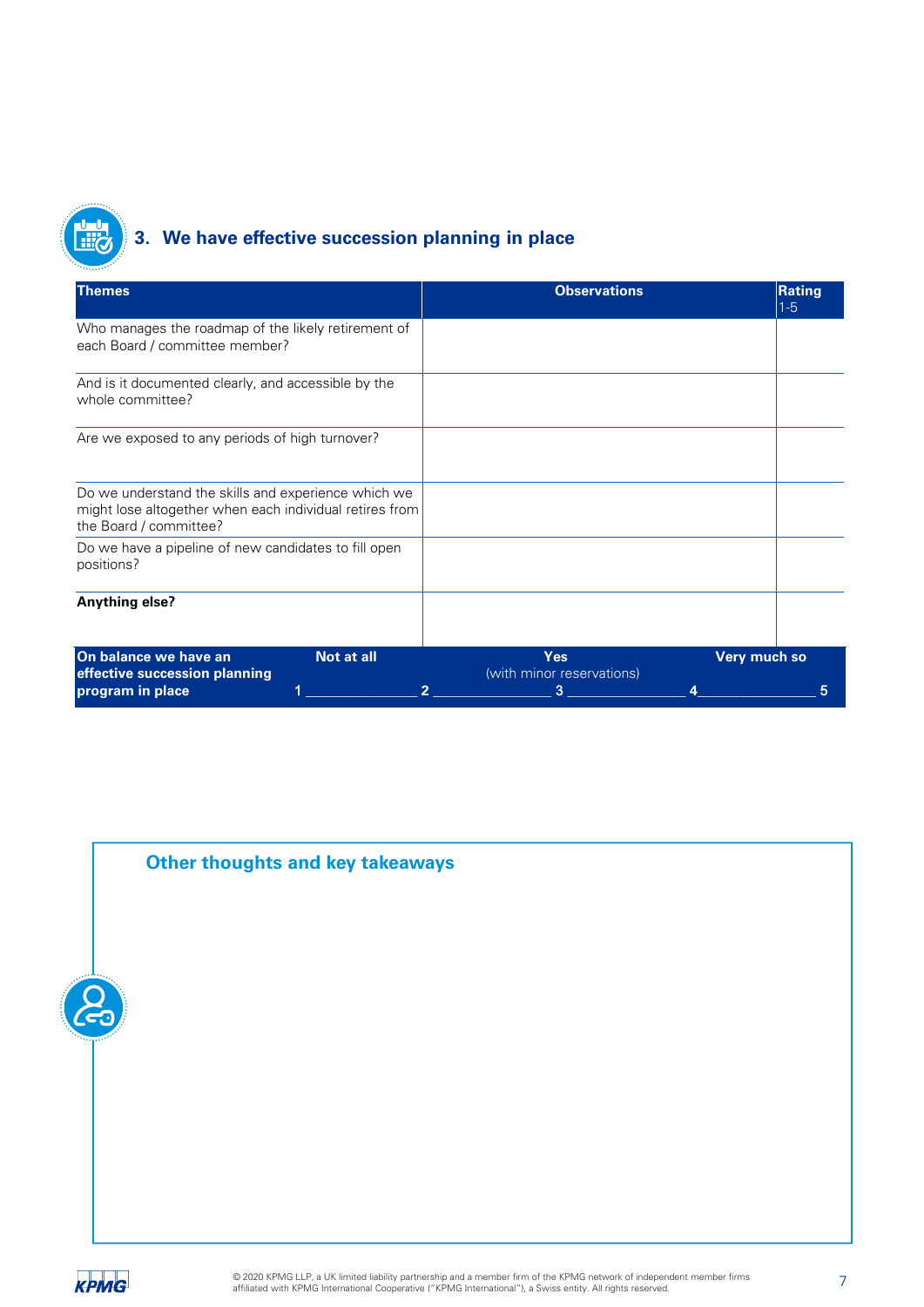## 3. We have effective succession planning in place

| Themes | Observations | Rating 1-5 |
|---|---|---|
| Who manages the roadmap of the likely retirement of each Board / committee member? | | |
| And is it documented clearly, and accessible by the whole committee? | | |
| Are we exposed to any periods of high turnover? | | |
| Do we understand the skills and experience which we might lose altogether when each individual retires from the Board / committee? | | |
| Do we have a pipeline of new candidates to fill open positions? | | |
| **Anything else?** | | |

| On balance we have an effective succession planning program in place | Not at all | | Yes (with minor reservations) | | Very much so |
|---|---|---|---|---|---|
| | 1 | 2 | 3 | 4 | 5 |

### Other thoughts and key takeaways

© 2020 KPMG LLP, a UK limited liability partnership and a member firm of the KPMG network of independent member firms affiliated with KPMG International Cooperative ("KPMG International"), a Swiss entity. All rights reserved.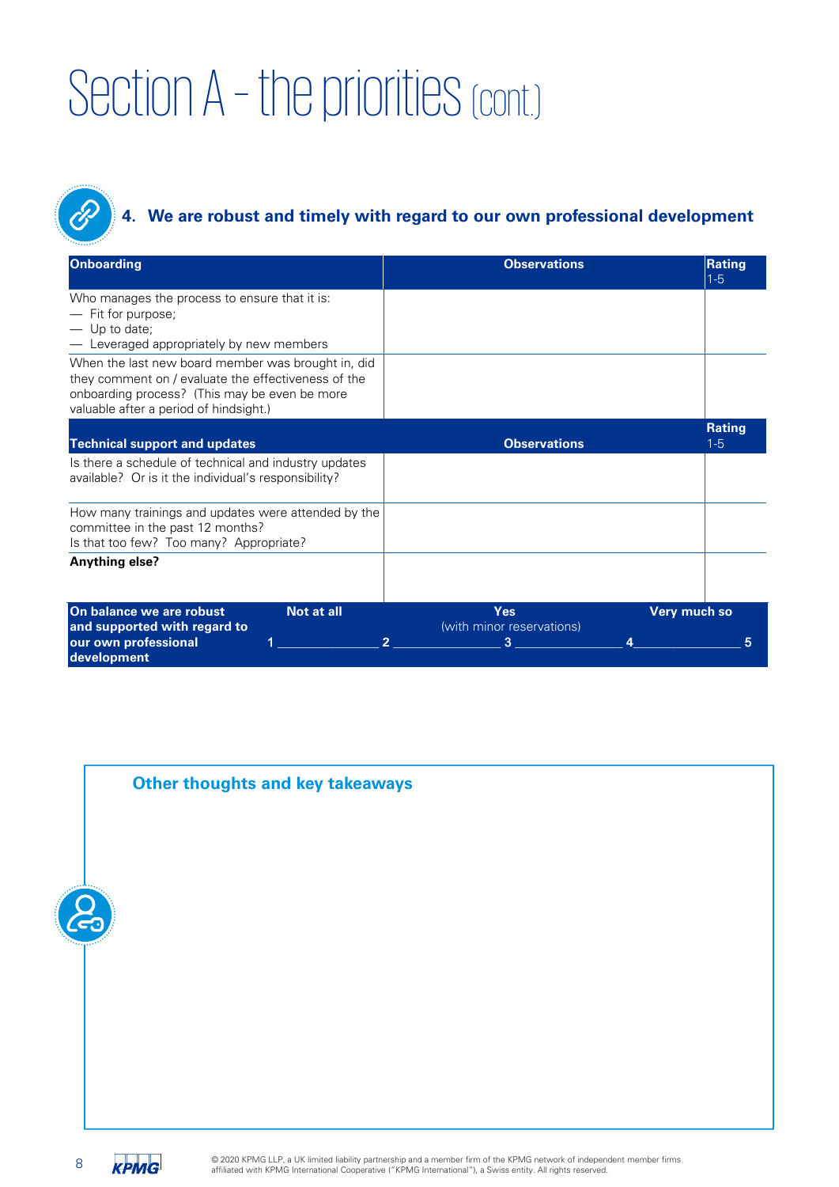# Section A – the priorities (cont.)

## 4. We are robust and timely with regard to our own professional development

| Onboarding | Observations | Rating 1-5 |
|---|---|---|
| Who manages the process to ensure that it is:<br>— Fit for purpose;<br>— Up to date;<br>— Leveraged appropriately by new members | | |
| When the last new board member was brought in, did they comment on / evaluate the effectiveness of the onboarding process? (This may be even be more valuable after a period of hindsight.) | | |
| **Technical support and updates** | **Observations** | **Rating 1-5** |
| Is there a schedule of technical and industry updates available? Or is it the individual's responsibility? | | |
| How many trainings and updates were attended by the committee in the past 12 months?<br>Is that too few? Too many? Appropriate? | | |
| **Anything else?** | | |

| On balance we are robust and supported with regard to our own professional development | Not at all | | Yes (with minor reservations) | | Very much so |
|---|---|---|---|---|---|
| | 1 | 2 | 3 | 4 | 5 |

### Other thoughts and key takeaways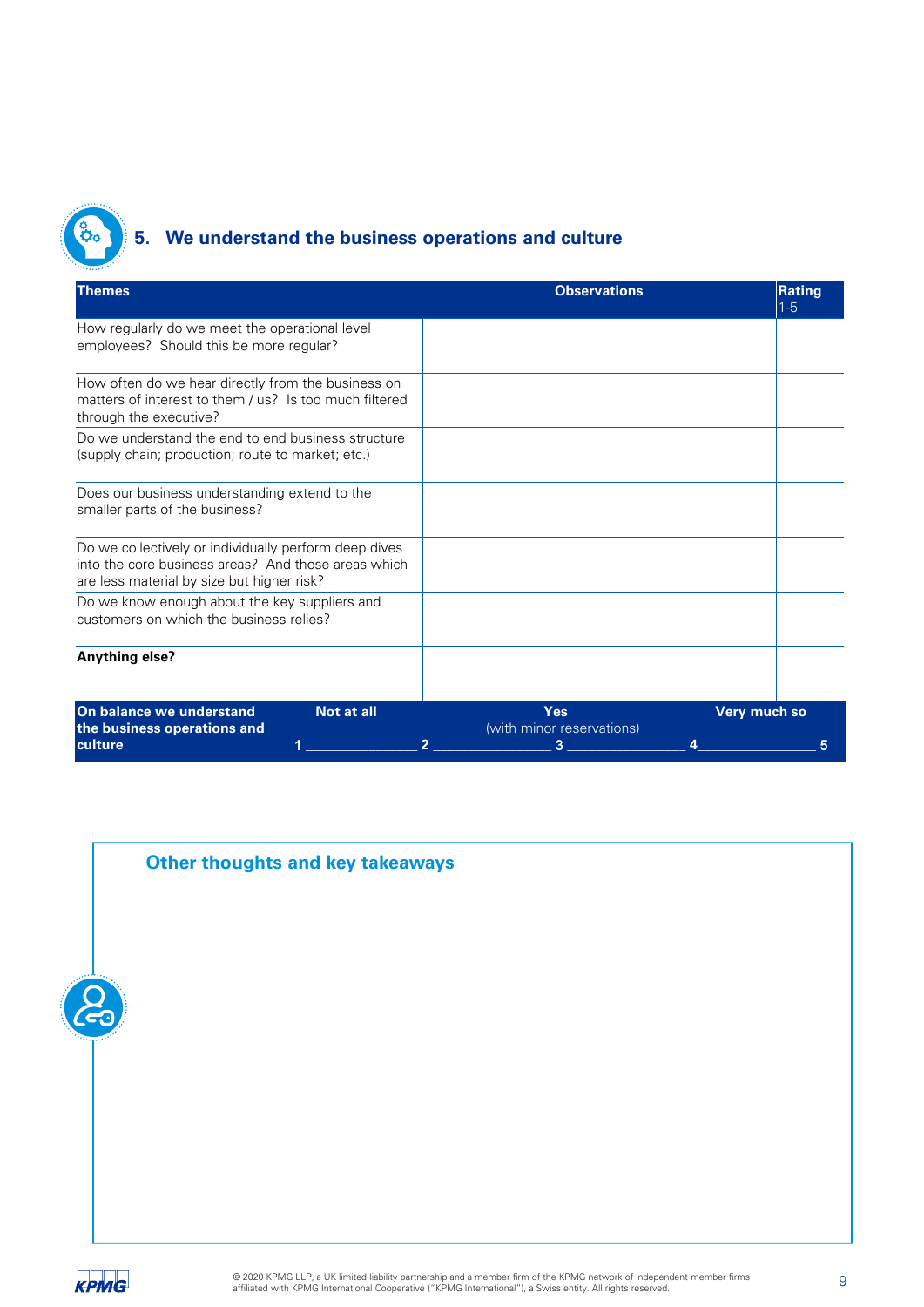## 5. We understand the business operations and culture

| Themes | Observations | Rating 1-5 |
|---|---|---|
| How regularly do we meet the operational level employees? Should this be more regular? | | |
| How often do we hear directly from the business on matters of interest to them / us? Is too much filtered through the executive? | | |
| Do we understand the end to end business structure (supply chain; production; route to market; etc.) | | |
| Does our business understanding extend to the smaller parts of the business? | | |
| Do we collectively or individually perform deep dives into the core business areas? And those areas which are less material by size but higher risk? | | |
| Do we know enough about the key suppliers and customers on which the business relies? | | |
| **Anything else?** | | |

| **On balance we understand the business operations and culture** | **Not at all** 1 | 2 | **Yes** (with minor reservations) 3 | 4 | **Very much so** 5 |
|---|---|---|---|---|---|

### Other thoughts and key takeaways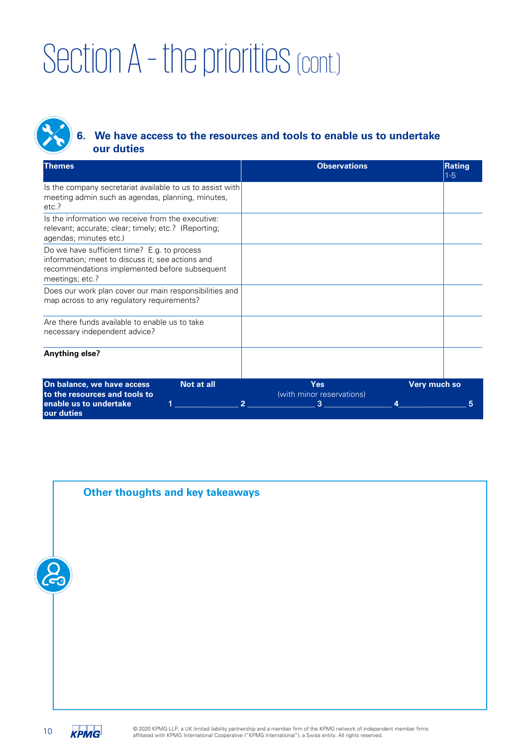# Section A - the priorities (cont.)

## 6. We have access to the resources and tools to enable us to undertake our duties

| Themes | Observations | Rating 1-5 |
|---|---|---|
| Is the company secretariat available to us to assist with meeting admin such as agendas, planning, minutes, etc.? | | |
| Is the information we receive from the executive: relevant; accurate; clear; timely; etc.? (Reporting; agendas; minutes etc.) | | |
| Do we have sufficient time? E.g. to process information; meet to discuss it; see actions and recommendations implemented before subsequent meetings; etc.? | | |
| Does our work plan cover our main responsibilities and map across to any regulatory requirements? | | |
| Are there funds available to enable us to take necessary independent advice? | | |
| **Anything else?** | | |

**On balance, we have access to the resources and tools to enable us to undertake our duties**

| Not at all | | Yes (with minor reservations) | | Very much so |
|---|---|---|---|---|
| 1 | 2 | 3 | 4 | 5 |

### Other thoughts and key takeaways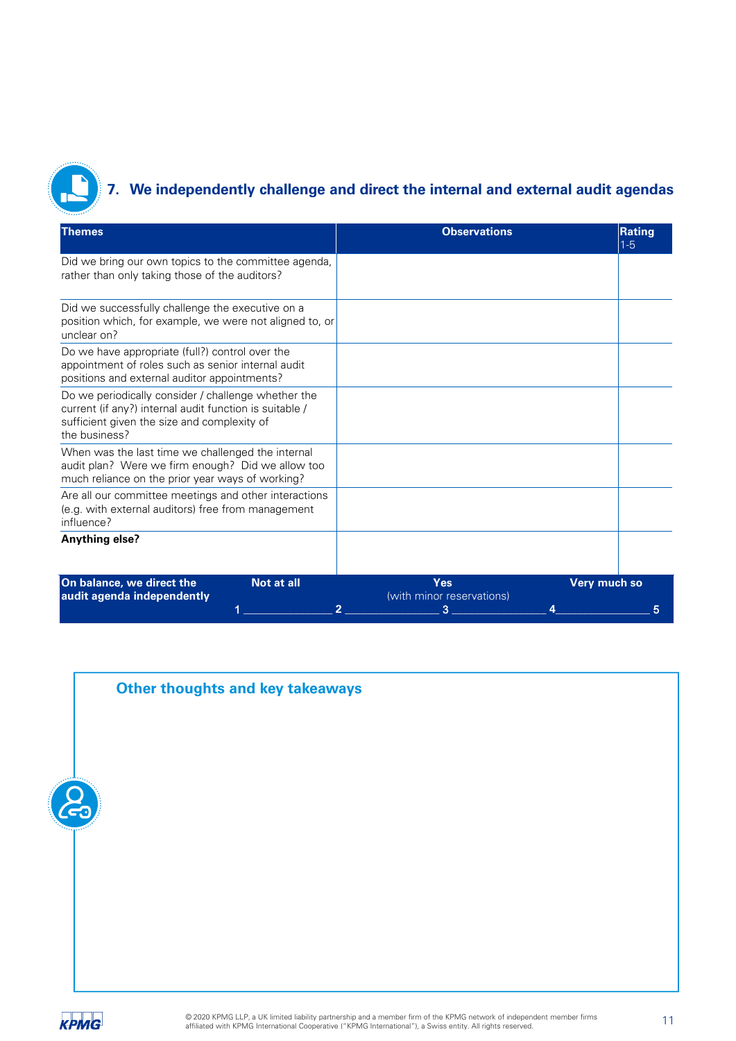## 7. We independently challenge and direct the internal and external audit agendas

| Themes | Observations | Rating 1-5 |
|---|---|---|
| Did we bring our own topics to the committee agenda, rather than only taking those of the auditors? | | |
| Did we successfully challenge the executive on a position which, for example, we were not aligned to, or unclear on? | | |
| Do we have appropriate (full?) control over the appointment of roles such as senior internal audit positions and external auditor appointments? | | |
| Do we periodically consider / challenge whether the current (if any?) internal audit function is suitable / sufficient given the size and complexity of the business? | | |
| When was the last time we challenged the internal audit plan? Were we firm enough? Did we allow too much reliance on the prior year ways of working? | | |
| Are all our committee meetings and other interactions (e.g. with external auditors) free from management influence? | | |
| **Anything else?** | | |

**On balance, we direct the audit agenda independently**

**Not at all** — **Yes** (with minor reservations) — **Very much so**

1 ______________ 2 ______________ 3 ______________ 4 ______________ 5

### Other thoughts and key takeaways

© 2020 KPMG LLP, a UK limited liability partnership and a member firm of the KPMG network of independent member firms affiliated with KPMG International Cooperative ("KPMG International"), a Swiss entity. All rights reserved.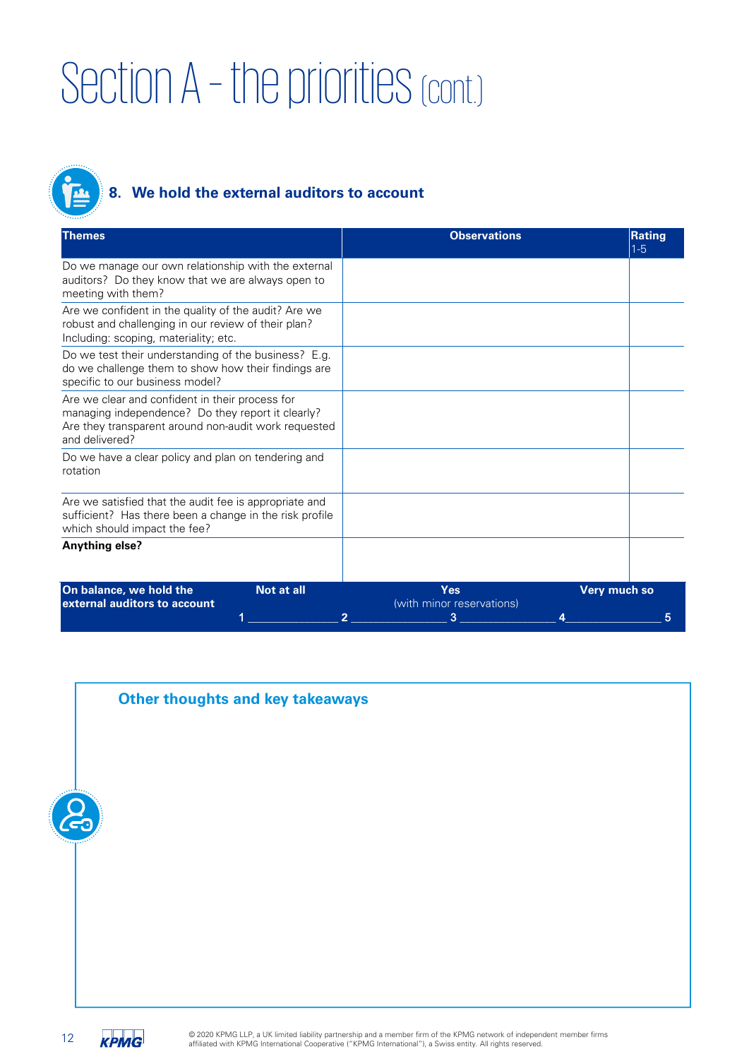# Section A – the priorities (cont.)

## 8. We hold the external auditors to account

| Themes | Observations | Rating 1-5 |
|---|---|---|
| Do we manage our own relationship with the external auditors? Do they know that we are always open to meeting with them? | | |
| Are we confident in the quality of the audit? Are we robust and challenging in our review of their plan? Including: scoping, materiality; etc. | | |
| Do we test their understanding of the business? E.g. do we challenge them to show how their findings are specific to our business model? | | |
| Are we clear and confident in their process for managing independence? Do they report it clearly? Are they transparent around non-audit work requested and delivered? | | |
| Do we have a clear policy and plan on tendering and rotation | | |
| Are we satisfied that the audit fee is appropriate and sufficient? Has there been a change in the risk profile which should impact the fee? | | |
| **Anything else?** | | |

| On balance, we hold the external auditors to account | Not at all | | Yes (with minor reservations) | | Very much so |
|---|---|---|---|---|---|
| | 1 | 2 | 3 | 4 | 5 |

### Other thoughts and key takeaways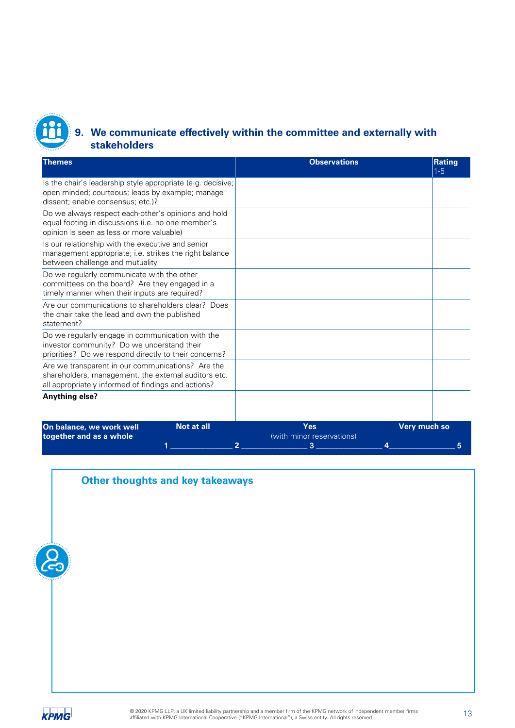## 9. We communicate effectively within the committee and externally with stakeholders

| Themes | Observations | Rating 1-5 |
|---|---|---|
| Is the chair's leadership style appropriate (e.g. decisive; open minded; courteous; leads by example; manage dissent; enable consensus; etc.)? | | |
| Do we always respect each-other's opinions and hold equal footing in discussions (i.e. no one member's opinion is seen as less or more valuable) | | |
| Is our relationship with the executive and senior management appropriate; i.e. strikes the right balance between challenge and mutuality | | |
| Do we regularly communicate with the other committees on the board? Are they engaged in a timely manner when their inputs are required? | | |
| Are our communications to shareholders clear? Does the chair take the lead and own the published statement? | | |
| Do we regularly engage in communication with the investor community? Do we understand their priorities? Do we respond directly to their concerns? | | |
| Are we transparent in our communications? Are the shareholders, management, the external auditors etc. all appropriately informed of findings and actions? | | |
| **Anything else?** | | |

| On balance, we work well together and as a whole | Not at all | | Yes (with minor reservations) | | Very much so |
|---|---|---|---|---|---|
| | 1 | 2 | 3 | 4 | 5 |

### Other thoughts and key takeaways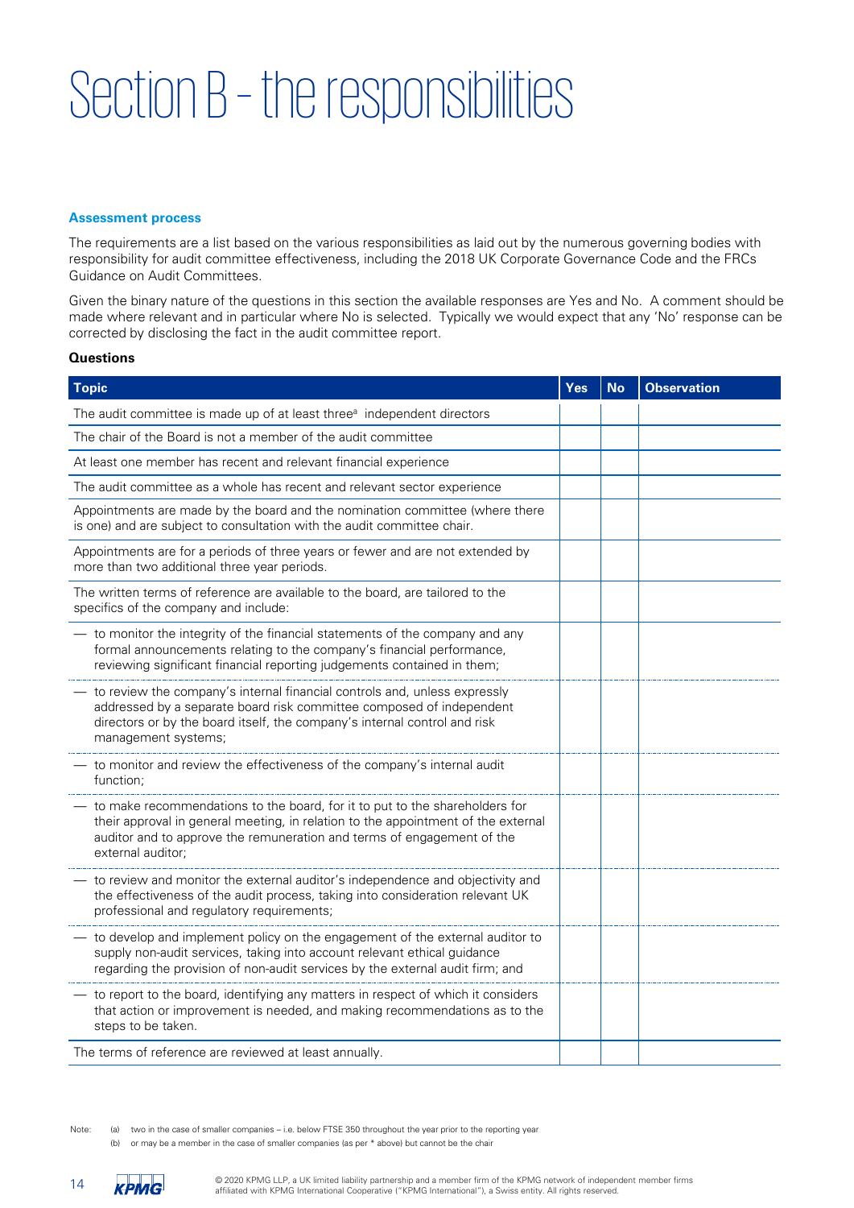# Section B – the responsibilities

**Assessment process**

The requirements are a list based on the various responsibilities as laid out by the numerous governing bodies with responsibility for audit committee effectiveness, including the 2018 UK Corporate Governance Code and the FRCs Guidance on Audit Committees.

Given the binary nature of the questions in this section the available responses are Yes and No. A comment should be made where relevant and in particular where No is selected. Typically we would expect that any 'No' response can be corrected by disclosing the fact in the audit committee report.

**Questions**

| Topic | Yes | No | Observation |
|---|---|---|---|
| The audit committee is made up of at least three[a] independent directors | | | |
| The chair of the Board is not a member of the audit committee | | | |
| At least one member has recent and relevant financial experience | | | |
| The audit committee as a whole has recent and relevant sector experience | | | |
| Appointments are made by the board and the nomination committee (where there is one) and are subject to consultation with the audit committee chair. | | | |
| Appointments are for a periods of three years or fewer and are not extended by more than two additional three year periods. | | | |
| The written terms of reference are available to the board, are tailored to the specifics of the company and include: | | | |
| — to monitor the integrity of the financial statements of the company and any formal announcements relating to the company's financial performance, reviewing significant financial reporting judgements contained in them; | | | |
| — to review the company's internal financial controls and, unless expressly addressed by a separate board risk committee composed of independent directors or by the board itself, the company's internal control and risk management systems; | | | |
| — to monitor and review the effectiveness of the company's internal audit function; | | | |
| — to make recommendations to the board, for it to put to the shareholders for their approval in general meeting, in relation to the appointment of the external auditor and to approve the remuneration and terms of engagement of the external auditor; | | | |
| — to review and monitor the external auditor's independence and objectivity and the effectiveness of the audit process, taking into consideration relevant UK professional and regulatory requirements; | | | |
| — to develop and implement policy on the engagement of the external auditor to supply non-audit services, taking into account relevant ethical guidance regarding the provision of non-audit services by the external audit firm; and | | | |
| — to report to the board, identifying any matters in respect of which it considers that action or improvement is needed, and making recommendations as to the steps to be taken. | | | |
| The terms of reference are reviewed at least annually. | | | |

Note: (a) two in the case of smaller companies – i.e. below FTSE 350 throughout the year prior to the reporting year
(b) or may be a member in the case of smaller companies (as per * above) but cannot be the chair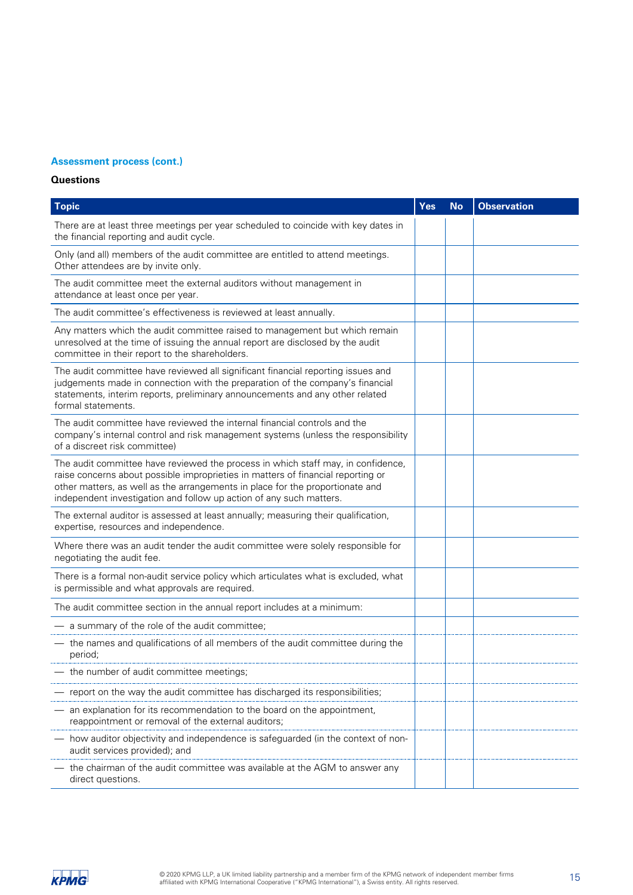### Assessment process (cont.)

**Questions**

| Topic | Yes | No | Observation |
|---|---|---|---|
| There are at least three meetings per year scheduled to coincide with key dates in the financial reporting and audit cycle. | | | |
| Only (and all) members of the audit committee are entitled to attend meetings. Other attendees are by invite only. | | | |
| The audit committee meet the external auditors without management in attendance at least once per year. | | | |
| The audit committee's effectiveness is reviewed at least annually. | | | |
| Any matters which the audit committee raised to management but which remain unresolved at the time of issuing the annual report are disclosed by the audit committee in their report to the shareholders. | | | |
| The audit committee have reviewed all significant financial reporting issues and judgements made in connection with the preparation of the company's financial statements, interim reports, preliminary announcements and any other related formal statements. | | | |
| The audit committee have reviewed the internal financial controls and the company's internal control and risk management systems (unless the responsibility of a discreet risk committee) | | | |
| The audit committee have reviewed the process in which staff may, in confidence, raise concerns about possible improprieties in matters of financial reporting or other matters, as well as the arrangements in place for the proportionate and independent investigation and follow up action of any such matters. | | | |
| The external auditor is assessed at least annually; measuring their qualification, expertise, resources and independence. | | | |
| Where there was an audit tender the audit committee were solely responsible for negotiating the audit fee. | | | |
| There is a formal non-audit service policy which articulates what is excluded, what is permissible and what approvals are required. | | | |
| The audit committee section in the annual report includes at a minimum: | | | |
| — a summary of the role of the audit committee; | | | |
| — the names and qualifications of all members of the audit committee during the period; | | | |
| — the number of audit committee meetings; | | | |
| — report on the way the audit committee has discharged its responsibilities; | | | |
| — an explanation for its recommendation to the board on the appointment, reappointment or removal of the external auditors; | | | |
| — how auditor objectivity and independence is safeguarded (in the context of non-audit services provided); and | | | |
| — the chairman of the audit committee was available at the AGM to answer any direct questions. | | | |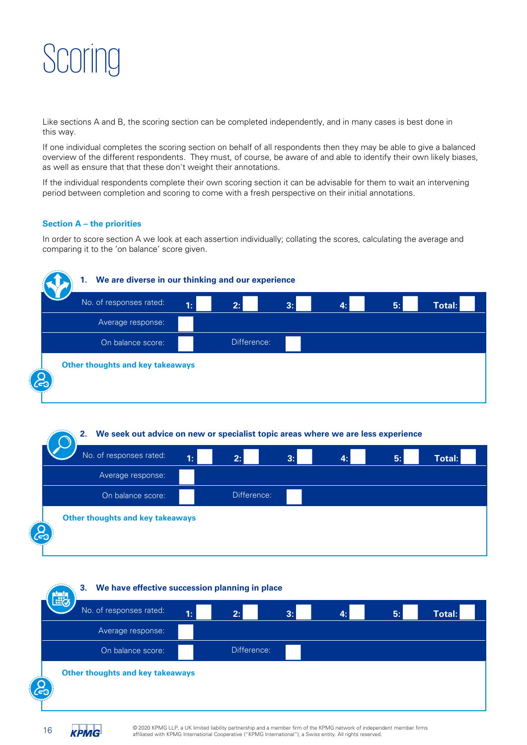# Scoring

Like sections A and B, the scoring section can be completed independently, and in many cases is best done in this way.

If one individual completes the scoring section on behalf of all respondents then they may be able to give a balanced overview of the different respondents. They must, of course, be aware of and able to identify their own likely biases, as well as ensure that that these don't weight their annotations.

If the individual respondents complete their own scoring section it can be advisable for them to wait an intervening period between completion and scoring to come with a fresh perspective on their initial annotations.

### Section A – the priorities

In order to score section A we look at each assertion individually; collating the scores, calculating the average and comparing it to the 'on balance' score given.

**1. We are diverse in our thinking and our experience**

| No. of responses rated: | 1: | 2: | 3: | 4: | 5: | Total: |
|---|---|---|---|---|---|---|
| Average response: | | | | | | |
| On balance score: | | Difference: | | | | |

**Other thoughts and key takeaways**

**2. We seek out advice on new or specialist topic areas where we are less experience**

| No. of responses rated: | 1: | 2: | 3: | 4: | 5: | Total: |
|---|---|---|---|---|---|---|
| Average response: | | | | | | |
| On balance score: | | Difference: | | | | |

**Other thoughts and key takeaways**

**3. We have effective succession planning in place**

| No. of responses rated: | 1: | 2: | 3: | 4: | 5: | Total: |
|---|---|---|---|---|---|---|
| Average response: | | | | | | |
| On balance score: | | Difference: | | | | |

**Other thoughts and key takeaways**

© 2020 KPMG LLP, a UK limited liability partnership and a member firm of the KPMG network of independent member firms affiliated with KPMG International Cooperative ("KPMG International"), a Swiss entity. All rights reserved.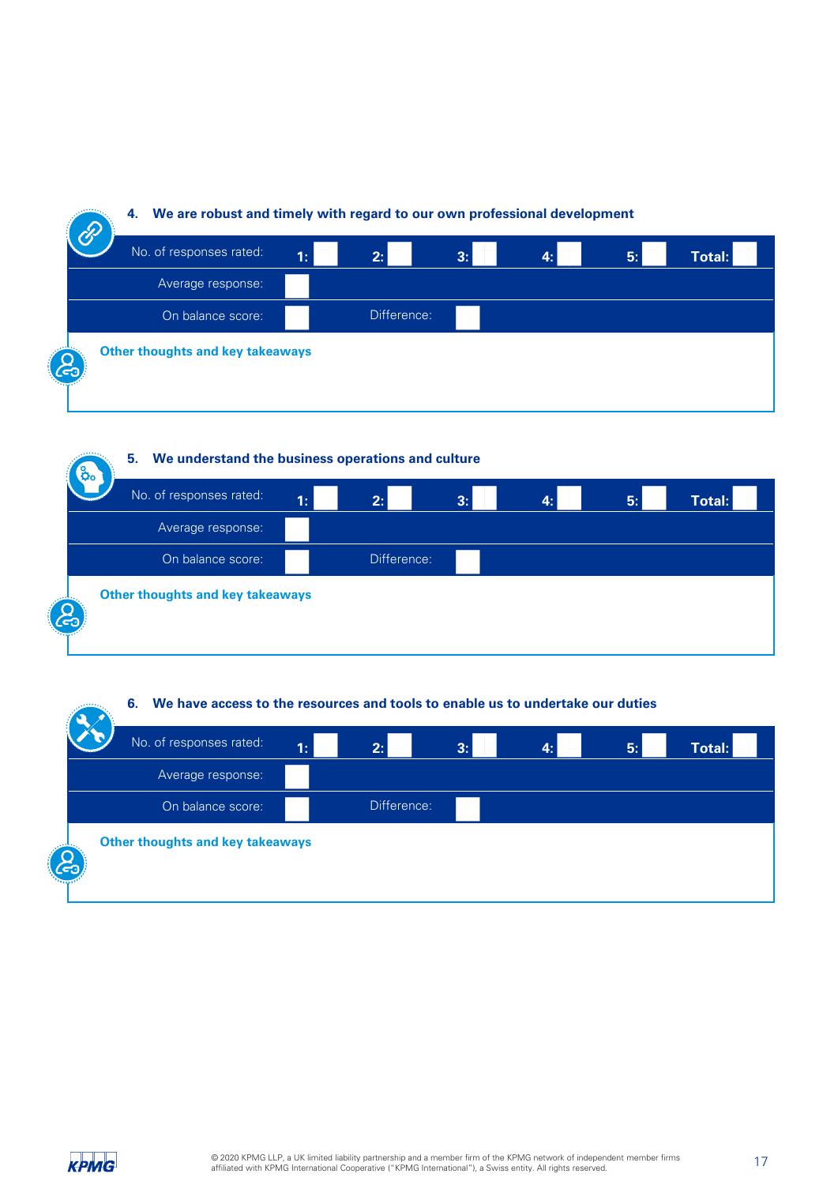### 4. We are robust and timely with regard to our own professional development

| No. of responses rated: | 1: | 2: | 3: | 4: | 5: | Total: |
|---|---|---|---|---|---|---|
| Average response: | | | | | | |
| On balance score: | | Difference: | | | | |

**Other thoughts and key takeaways**

### 5. We understand the business operations and culture

| No. of responses rated: | 1: | 2: | 3: | 4: | 5: | Total: |
|---|---|---|---|---|---|---|
| Average response: | | | | | | |
| On balance score: | | Difference: | | | | |

**Other thoughts and key takeaways**

### 6. We have access to the resources and tools to enable us to undertake our duties

| No. of responses rated: | 1: | 2: | 3: | 4: | 5: | Total: |
|---|---|---|---|---|---|---|
| Average response: | | | | | | |
| On balance score: | | Difference: | | | | |

**Other thoughts and key takeaways**

© 2020 KPMG LLP, a UK limited liability partnership and a member firm of the KPMG network of independent member firms affiliated with KPMG International Cooperative ("KPMG International"), a Swiss entity. All rights reserved.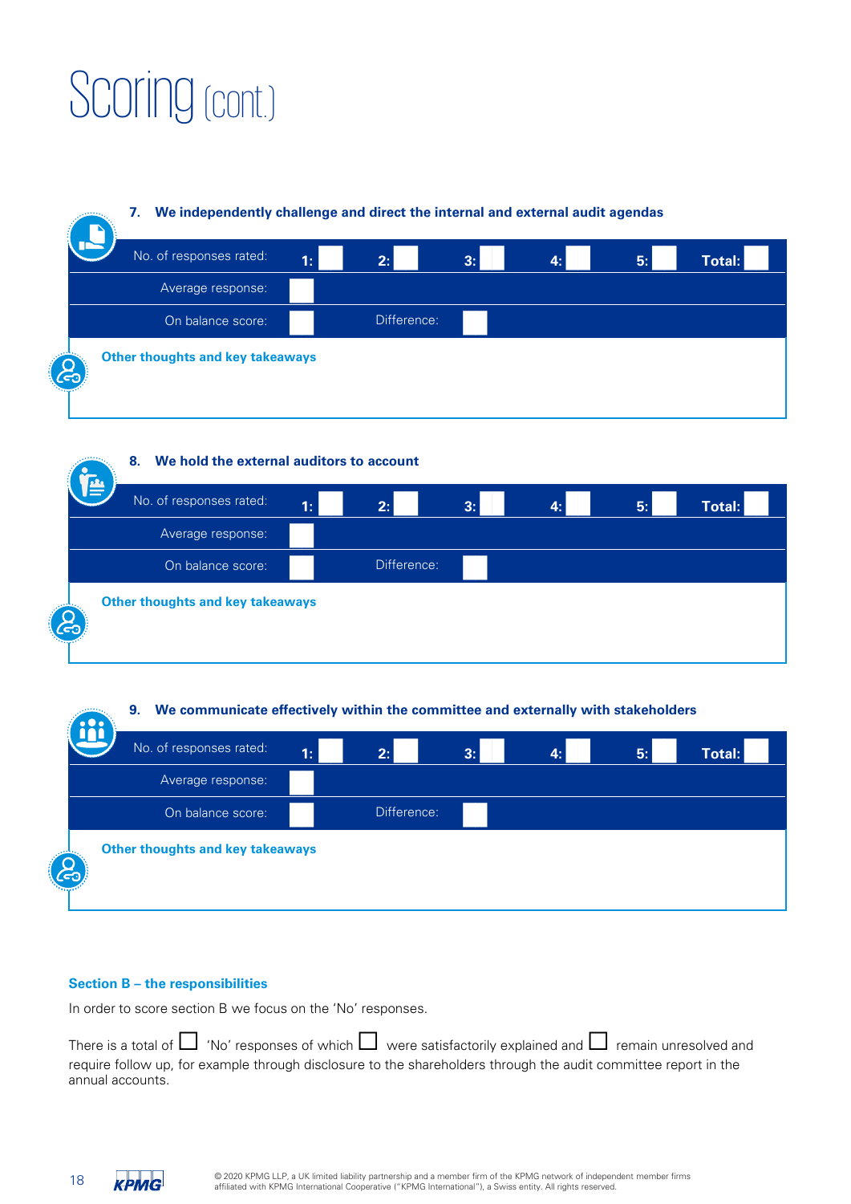# Scoring (cont.)

### 7. We independently challenge and direct the internal and external audit agendas

| No. of responses rated: | 1: | 2: | 3: | 4: | 5: | Total: |
|---|---|---|---|---|---|---|
| Average response: | | | | | | |
| On balance score: | | Difference: | | | | |

**Other thoughts and key takeaways**

### 8. We hold the external auditors to account

| No. of responses rated: | 1: | 2: | 3: | 4: | 5: | Total: |
|---|---|---|---|---|---|---|
| Average response: | | | | | | |
| On balance score: | | Difference: | | | | |

**Other thoughts and key takeaways**

### 9. We communicate effectively within the committee and externally with stakeholders

| No. of responses rated: | 1: | 2: | 3: | 4: | 5: | Total: |
|---|---|---|---|---|---|---|
| Average response: | | | | | | |
| On balance score: | | Difference: | | | | |

**Other thoughts and key takeaways**

## Section B – the responsibilities

In order to score section B we focus on the 'No' responses.

There is a total of ☐ 'No' responses of which ☐ were satisfactorily explained and ☐ remain unresolved and require follow up, for example through disclosure to the shareholders through the audit committee report in the annual accounts.

© 2020 KPMG LLP, a UK limited liability partnership and a member firm of the KPMG network of independent member firms affiliated with KPMG International Cooperative ("KPMG International"), a Swiss entity. All rights reserved.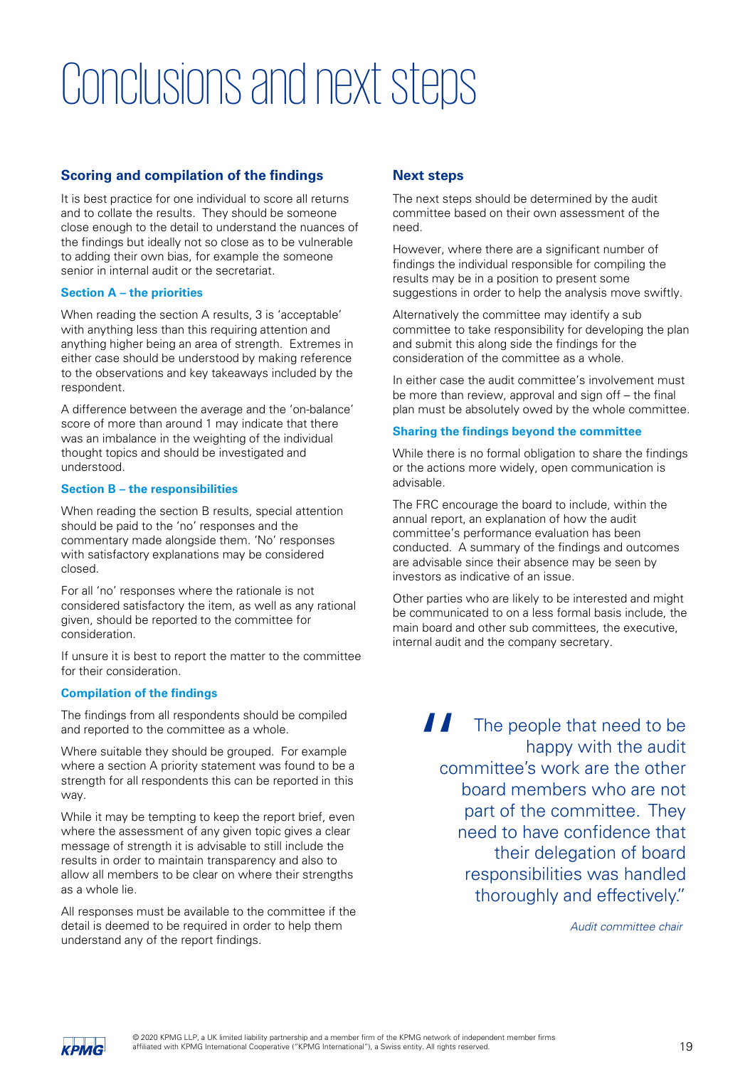# Conclusions and next steps

## Scoring and compilation of the findings

It is best practice for one individual to score all returns and to collate the results. They should be someone close enough to the detail to understand the nuances of the findings but ideally not so close as to be vulnerable to adding their own bias, for example the someone senior in internal audit or the secretariat.

### Section A – the priorities

When reading the section A results, 3 is 'acceptable' with anything less than this requiring attention and anything higher being an area of strength. Extremes in either case should be understood by making reference to the observations and key takeaways included by the respondent.

A difference between the average and the 'on-balance' score of more than around 1 may indicate that there was an imbalance in the weighting of the individual thought topics and should be investigated and understood.

### Section B – the responsibilities

When reading the section B results, special attention should be paid to the 'no' responses and the commentary made alongside them. 'No' responses with satisfactory explanations may be considered closed.

For all 'no' responses where the rationale is not considered satisfactory the item, as well as any rational given, should be reported to the committee for consideration.

If unsure it is best to report the matter to the committee for their consideration.

### Compilation of the findings

The findings from all respondents should be compiled and reported to the committee as a whole.

Where suitable they should be grouped. For example where a section A priority statement was found to be a strength for all respondents this can be reported in this way.

While it may be tempting to keep the report brief, even where the assessment of any given topic gives a clear message of strength it is advisable to still include the results in order to maintain transparency and also to allow all members to be clear on where their strengths as a whole lie.

All responses must be available to the committee if the detail is deemed to be required in order to help them understand any of the report findings.

## Next steps

The next steps should be determined by the audit committee based on their own assessment of the need.

However, where there are a significant number of findings the individual responsible for compiling the results may be in a position to present some suggestions in order to help the analysis move swiftly.

Alternatively the committee may identify a sub committee to take responsibility for developing the plan and submit this along side the findings for the consideration of the committee as a whole.

In either case the audit committee's involvement must be more than review, approval and sign off – the final plan must be absolutely owed by the whole committee.

### Sharing the findings beyond the committee

While there is no formal obligation to share the findings or the actions more widely, open communication is advisable.

The FRC encourage the board to include, within the annual report, an explanation of how the audit committee's performance evaluation has been conducted. A summary of the findings and outcomes are advisable since their absence may be seen by investors as indicative of an issue.

Other parties who are likely to be interested and might be communicated to on a less formal basis include, the main board and other sub committees, the executive, internal audit and the company secretary.

> "The people that need to be happy with the audit committee's work are the other board members who are not part of the committee. They need to have confidence that their delegation of board responsibilities was handled thoroughly and effectively."
>
> *Audit committee chair*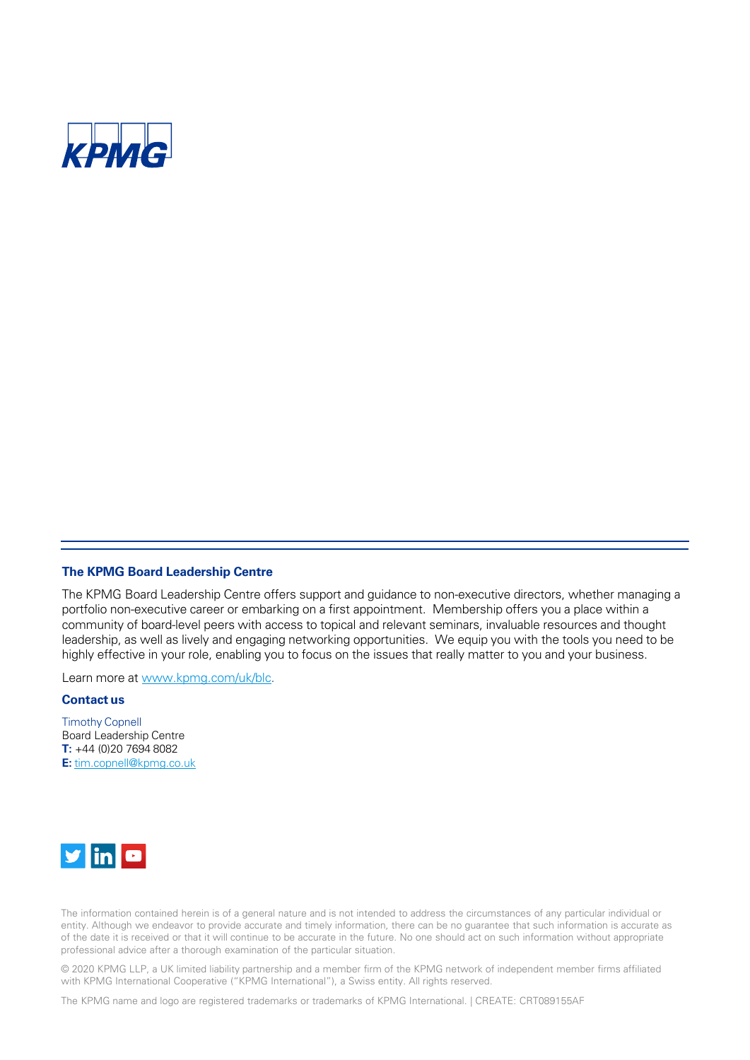KPMG

## The KPMG Board Leadership Centre

The KPMG Board Leadership Centre offers support and guidance to non-executive directors, whether managing a portfolio non-executive career or embarking on a first appointment. Membership offers you a place within a community of board-level peers with access to topical and relevant seminars, invaluable resources and thought leadership, as well as lively and engaging networking opportunities. We equip you with the tools you need to be highly effective in your role, enabling you to focus on the issues that really matter to you and your business.

Learn more at www.kpmg.com/uk/blc.

### Contact us

Timothy Copnell
Board Leadership Centre
**T:** +44 (0)20 7694 8082
**E:** tim.copnell@kpmg.co.uk

The information contained herein is of a general nature and is not intended to address the circumstances of any particular individual or entity. Although we endeavor to provide accurate and timely information, there can be no guarantee that such information is accurate as of the date it is received or that it will continue to be accurate in the future. No one should act on such information without appropriate professional advice after a thorough examination of the particular situation.

© 2020 KPMG LLP, a UK limited liability partnership and a member firm of the KPMG network of independent member firms affiliated with KPMG International Cooperative ("KPMG International"), a Swiss entity. All rights reserved.

The KPMG name and logo are registered trademarks or trademarks of KPMG International. | CREATE: CRT089155AF